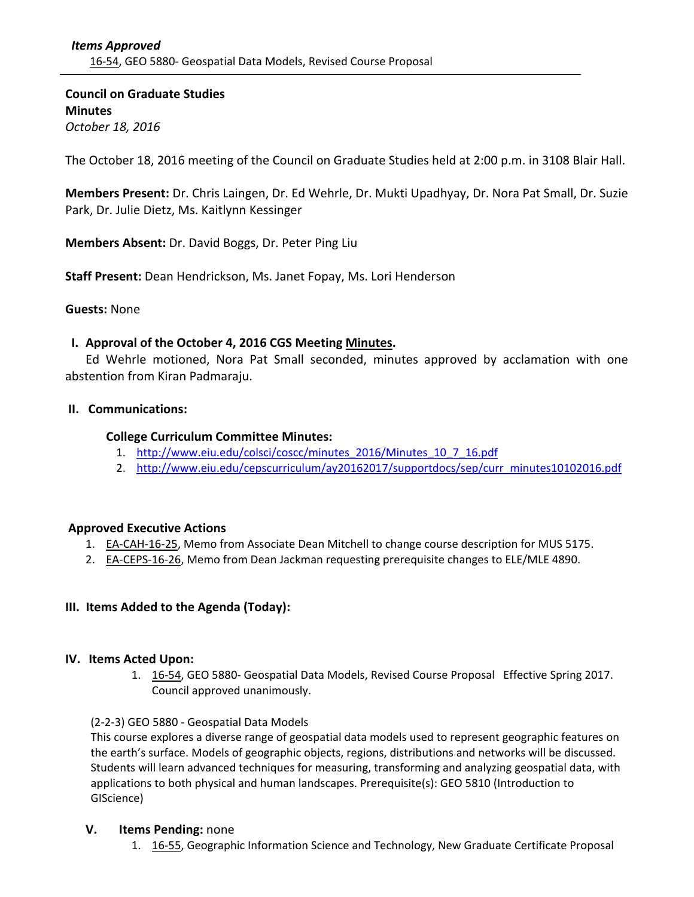***Items Approved***

16-54, GEO 5880- Geospatial Data Models, Revised Course Proposal

---

**Council on Graduate Studies**
**Minutes**
*October 18, 2016*

The October 18, 2016 meeting of the Council on Graduate Studies held at 2:00 p.m. in 3108 Blair Hall.

**Members Present:** Dr. Chris Laingen, Dr. Ed Wehrle, Dr. Mukti Upadhyay, Dr. Nora Pat Small, Dr. Suzie Park, Dr. Julie Dietz, Ms. Kaitlynn Kessinger

**Members Absent:** Dr. David Boggs, Dr. Peter Ping Liu

**Staff Present:** Dean Hendrickson, Ms. Janet Fopay, Ms. Lori Henderson

**Guests:** None

## I. Approval of the October 4, 2016 CGS Meeting Minutes.

Ed Wehrle motioned, Nora Pat Small seconded, minutes approved by acclamation with one abstention from Kiran Padmaraju.

## II. Communications:

### College Curriculum Committee Minutes:

1. http://www.eiu.edu/colsci/coscc/minutes_2016/Minutes_10_7_16.pdf
2. http://www.eiu.edu/cepscurriculum/ay20162017/supportdocs/sep/curr_minutes10102016.pdf

### Approved Executive Actions

1. EA-CAH-16-25, Memo from Associate Dean Mitchell to change course description for MUS 5175.
2. EA-CEPS-16-26, Memo from Dean Jackman requesting prerequisite changes to ELE/MLE 4890.

## III. Items Added to the Agenda (Today):

## IV. Items Acted Upon:

1. 16-54, GEO 5880- Geospatial Data Models, Revised Course Proposal Effective Spring 2017. Council approved unanimously.

(2-2-3) GEO 5880 - Geospatial Data Models
This course explores a diverse range of geospatial data models used to represent geographic features on the earth's surface. Models of geographic objects, regions, distributions and networks will be discussed. Students will learn advanced techniques for measuring, transforming and analyzing geospatial data, with applications to both physical and human landscapes. Prerequisite(s): GEO 5810 (Introduction to GIScience)

## V. Items Pending: none

1. 16-55, Geographic Information Science and Technology, New Graduate Certificate Proposal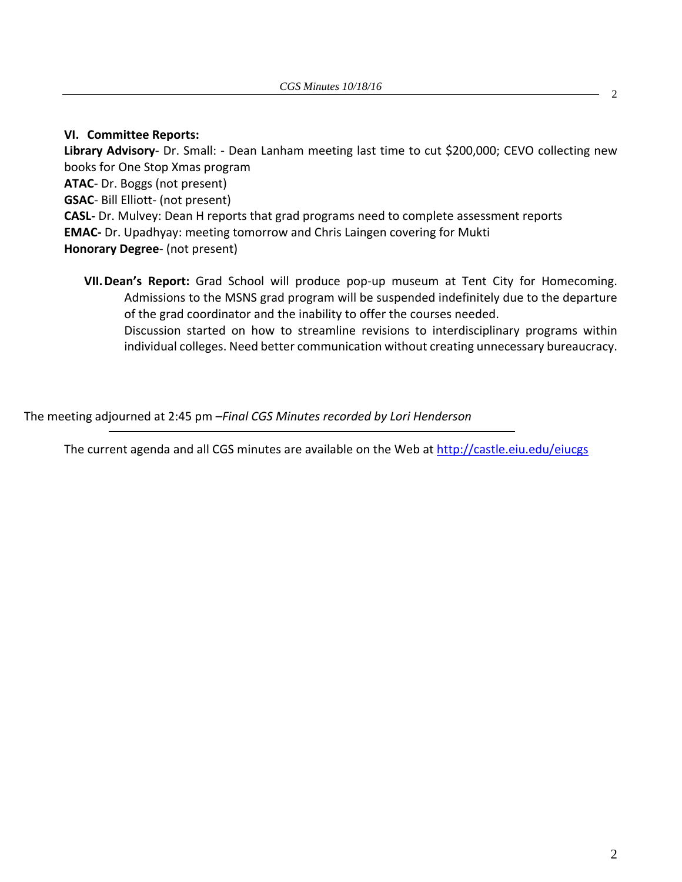## VI. Committee Reports:

**Library Advisory**- Dr. Small: - Dean Lanham meeting last time to cut $200,000; CEVO collecting new books for One Stop Xmas program

**ATAC**- Dr. Boggs (not present)

**GSAC**- Bill Elliott- (not present)

**CASL-** Dr. Mulvey: Dean H reports that grad programs need to complete assessment reports

**EMAC-** Dr. Upadhyay: meeting tomorrow and Chris Laingen covering for Mukti

**Honorary Degree**- (not present)

## VII. Dean's Report:

**Dean's Report:** Grad School will produce pop-up museum at Tent City for Homecoming. Admissions to the MSNS grad program will be suspended indefinitely due to the departure of the grad coordinator and the inability to offer the courses needed.

Discussion started on how to streamline revisions to interdisciplinary programs within individual colleges. Need better communication without creating unnecessary bureaucracy.

The meeting adjourned at 2:45 pm –*Final CGS Minutes recorded by Lori Henderson*

---

The current agenda and all CGS minutes are available on the Web at [http://castle.eiu.edu/eiucgs](http://castle.eiu.edu/eiucgs)